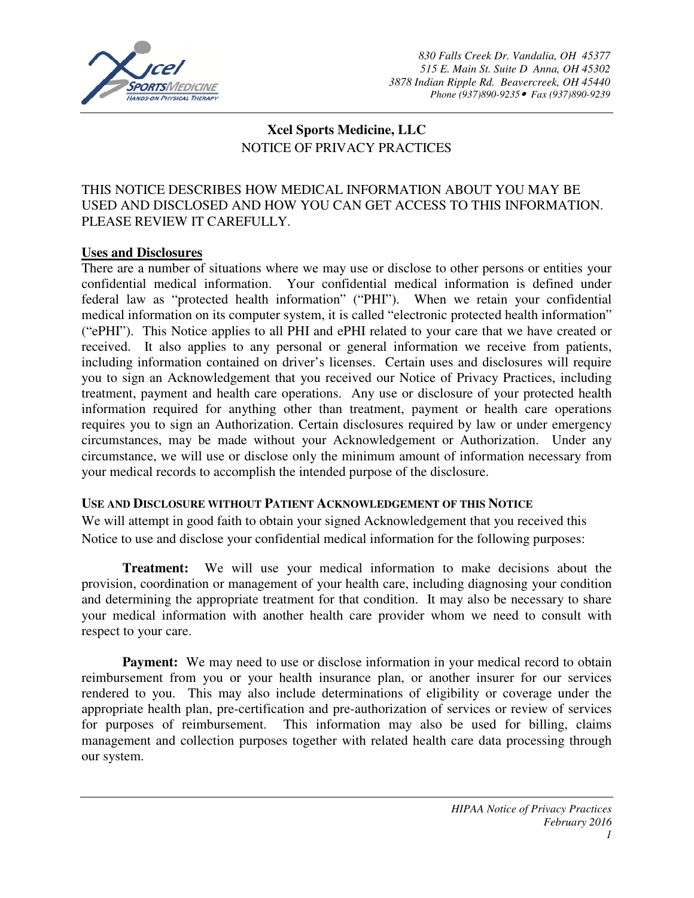830 Falls Creek Dr. Vandalia, OH 45377
515 E. Main St. Suite D Anna, OH 45302
3878 Indian Ripple Rd. Beavercreek, OH 45440
Phone (937)890-9235 • Fax (937)890-9239

# Xcel Sports Medicine, LLC
## NOTICE OF PRIVACY PRACTICES

THIS NOTICE DESCRIBES HOW MEDICAL INFORMATION ABOUT YOU MAY BE USED AND DISCLOSED AND HOW YOU CAN GET ACCESS TO THIS INFORMATION. PLEASE REVIEW IT CAREFULLY.

### Uses and Disclosures

There are a number of situations where we may use or disclose to other persons or entities your confidential medical information. Your confidential medical information is defined under federal law as "protected health information" ("PHI"). When we retain your confidential medical information on its computer system, it is called "electronic protected health information" ("ePHI"). This Notice applies to all PHI and ePHI related to your care that we have created or received. It also applies to any personal or general information we receive from patients, including information contained on driver's licenses. Certain uses and disclosures will require you to sign an Acknowledgement that you received our Notice of Privacy Practices, including treatment, payment and health care operations. Any use or disclosure of your protected health information required for anything other than treatment, payment or health care operations requires you to sign an Authorization. Certain disclosures required by law or under emergency circumstances, may be made without your Acknowledgement or Authorization. Under any circumstance, we will use or disclose only the minimum amount of information necessary from your medical records to accomplish the intended purpose of the disclosure.

### USE AND DISCLOSURE WITHOUT PATIENT ACKNOWLEDGEMENT OF THIS NOTICE

We will attempt in good faith to obtain your signed Acknowledgement that you received this Notice to use and disclose your confidential medical information for the following purposes:

**Treatment:** We will use your medical information to make decisions about the provision, coordination or management of your health care, including diagnosing your condition and determining the appropriate treatment for that condition. It may also be necessary to share your medical information with another health care provider whom we need to consult with respect to your care.

**Payment:** We may need to use or disclose information in your medical record to obtain reimbursement from you or your health insurance plan, or another insurer for our services rendered to you. This may also include determinations of eligibility or coverage under the appropriate health plan, pre-certification and pre-authorization of services or review of services for purposes of reimbursement. This information may also be used for billing, claims management and collection purposes together with related health care data processing through our system.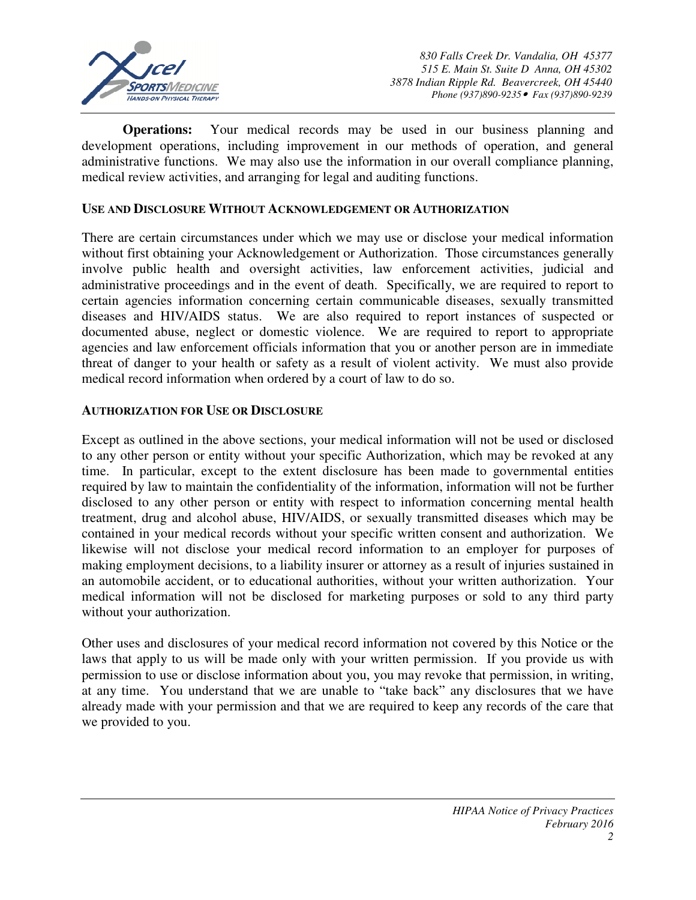**Operations:** Your medical records may be used in our business planning and development operations, including improvement in our methods of operation, and general administrative functions. We may also use the information in our overall compliance planning, medical review activities, and arranging for legal and auditing functions.

## USE AND DISCLOSURE WITHOUT ACKNOWLEDGEMENT OR AUTHORIZATION

There are certain circumstances under which we may use or disclose your medical information without first obtaining your Acknowledgement or Authorization. Those circumstances generally involve public health and oversight activities, law enforcement activities, judicial and administrative proceedings and in the event of death. Specifically, we are required to report to certain agencies information concerning certain communicable diseases, sexually transmitted diseases and HIV/AIDS status. We are also required to report instances of suspected or documented abuse, neglect or domestic violence. We are required to report to appropriate agencies and law enforcement officials information that you or another person are in immediate threat of danger to your health or safety as a result of violent activity. We must also provide medical record information when ordered by a court of law to do so.

## AUTHORIZATION FOR USE OR DISCLOSURE

Except as outlined in the above sections, your medical information will not be used or disclosed to any other person or entity without your specific Authorization, which may be revoked at any time. In particular, except to the extent disclosure has been made to governmental entities required by law to maintain the confidentiality of the information, information will not be further disclosed to any other person or entity with respect to information concerning mental health treatment, drug and alcohol abuse, HIV/AIDS, or sexually transmitted diseases which may be contained in your medical records without your specific written consent and authorization. We likewise will not disclose your medical record information to an employer for purposes of making employment decisions, to a liability insurer or attorney as a result of injuries sustained in an automobile accident, or to educational authorities, without your written authorization. Your medical information will not be disclosed for marketing purposes or sold to any third party without your authorization.

Other uses and disclosures of your medical record information not covered by this Notice or the laws that apply to us will be made only with your written permission. If you provide us with permission to use or disclose information about you, you may revoke that permission, in writing, at any time. You understand that we are unable to "take back" any disclosures that we have already made with your permission and that we are required to keep any records of the care that we provided to you.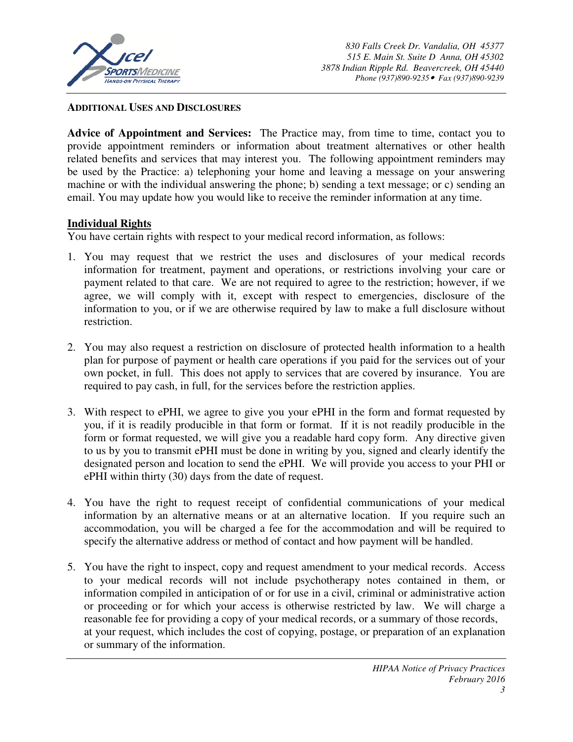**ADDITIONAL USES AND DISCLOSURES**

**Advice of Appointment and Services:** The Practice may, from time to time, contact you to provide appointment reminders or information about treatment alternatives or other health related benefits and services that may interest you. The following appointment reminders may be used by the Practice: a) telephoning your home and leaving a message on your answering machine or with the individual answering the phone; b) sending a text message; or c) sending an email. You may update how you would like to receive the reminder information at any time.

## Individual Rights

You have certain rights with respect to your medical record information, as follows:

1. You may request that we restrict the uses and disclosures of your medical records information for treatment, payment and operations, or restrictions involving your care or payment related to that care. We are not required to agree to the restriction; however, if we agree, we will comply with it, except with respect to emergencies, disclosure of the information to you, or if we are otherwise required by law to make a full disclosure without restriction.

2. You may also request a restriction on disclosure of protected health information to a health plan for purpose of payment or health care operations if you paid for the services out of your own pocket, in full. This does not apply to services that are covered by insurance. You are required to pay cash, in full, for the services before the restriction applies.

3. With respect to ePHI, we agree to give you your ePHI in the form and format requested by you, if it is readily producible in that form or format. If it is not readily producible in the form or format requested, we will give you a readable hard copy form. Any directive given to us by you to transmit ePHI must be done in writing by you, signed and clearly identify the designated person and location to send the ePHI. We will provide you access to your PHI or ePHI within thirty (30) days from the date of request.

4. You have the right to request receipt of confidential communications of your medical information by an alternative means or at an alternative location. If you require such an accommodation, you will be charged a fee for the accommodation and will be required to specify the alternative address or method of contact and how payment will be handled.

5. You have the right to inspect, copy and request amendment to your medical records. Access to your medical records will not include psychotherapy notes contained in them, or information compiled in anticipation of or for use in a civil, criminal or administrative action or proceeding or for which your access is otherwise restricted by law. We will charge a reasonable fee for providing a copy of your medical records, or a summary of those records, at your request, which includes the cost of copying, postage, or preparation of an explanation or summary of the information.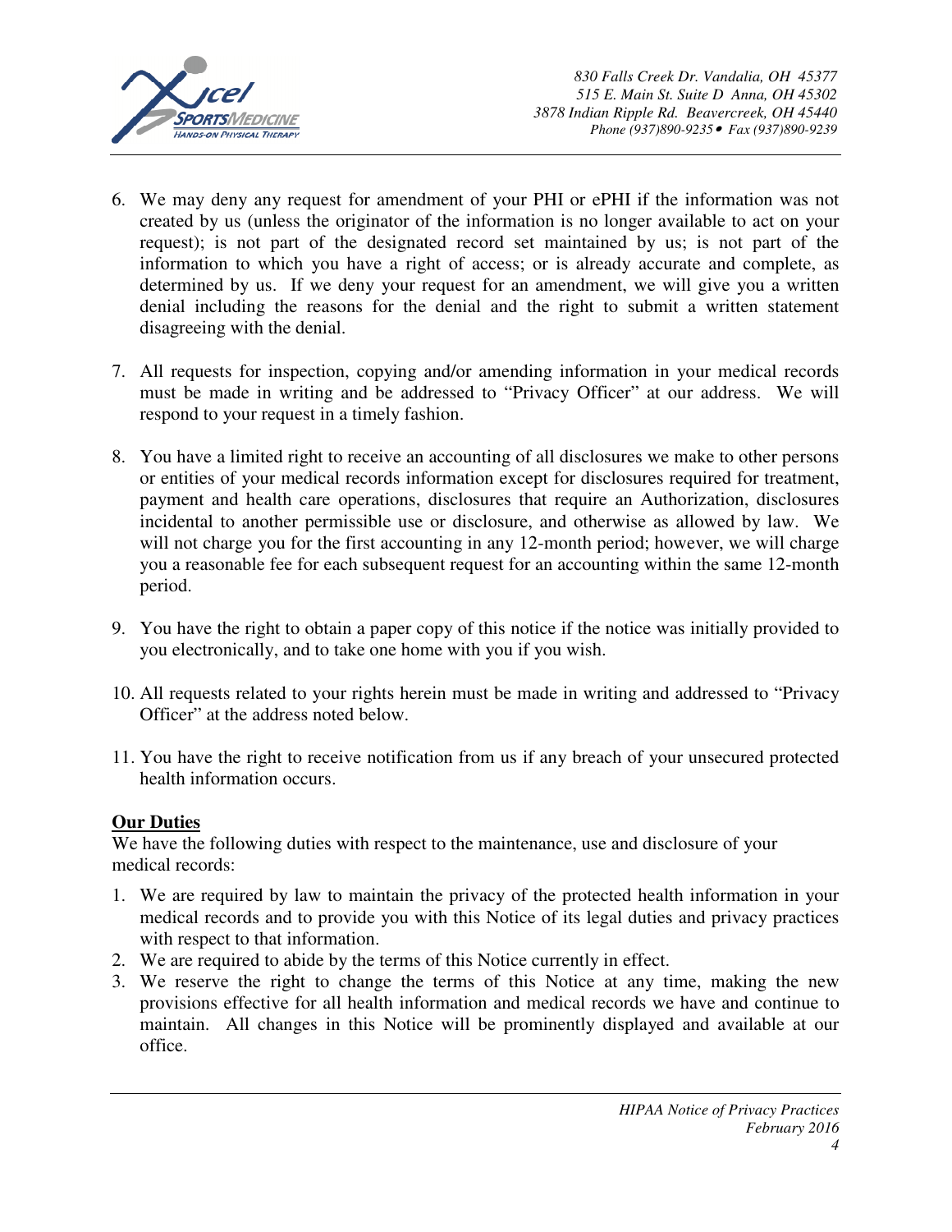6. We may deny any request for amendment of your PHI or ePHI if the information was not created by us (unless the originator of the information is no longer available to act on your request); is not part of the designated record set maintained by us; is not part of the information to which you have a right of access; or is already accurate and complete, as determined by us. If we deny your request for an amendment, we will give you a written denial including the reasons for the denial and the right to submit a written statement disagreeing with the denial.

7. All requests for inspection, copying and/or amending information in your medical records must be made in writing and be addressed to "Privacy Officer" at our address. We will respond to your request in a timely fashion.

8. You have a limited right to receive an accounting of all disclosures we make to other persons or entities of your medical records information except for disclosures required for treatment, payment and health care operations, disclosures that require an Authorization, disclosures incidental to another permissible use or disclosure, and otherwise as allowed by law. We will not charge you for the first accounting in any 12-month period; however, we will charge you a reasonable fee for each subsequent request for an accounting within the same 12-month period.

9. You have the right to obtain a paper copy of this notice if the notice was initially provided to you electronically, and to take one home with you if you wish.

10. All requests related to your rights herein must be made in writing and addressed to "Privacy Officer" at the address noted below.

11. You have the right to receive notification from us if any breach of your unsecured protected health information occurs.

**Our Duties**

We have the following duties with respect to the maintenance, use and disclosure of your medical records:

1. We are required by law to maintain the privacy of the protected health information in your medical records and to provide you with this Notice of its legal duties and privacy practices with respect to that information.
2. We are required to abide by the terms of this Notice currently in effect.
3. We reserve the right to change the terms of this Notice at any time, making the new provisions effective for all health information and medical records we have and continue to maintain. All changes in this Notice will be prominently displayed and available at our office.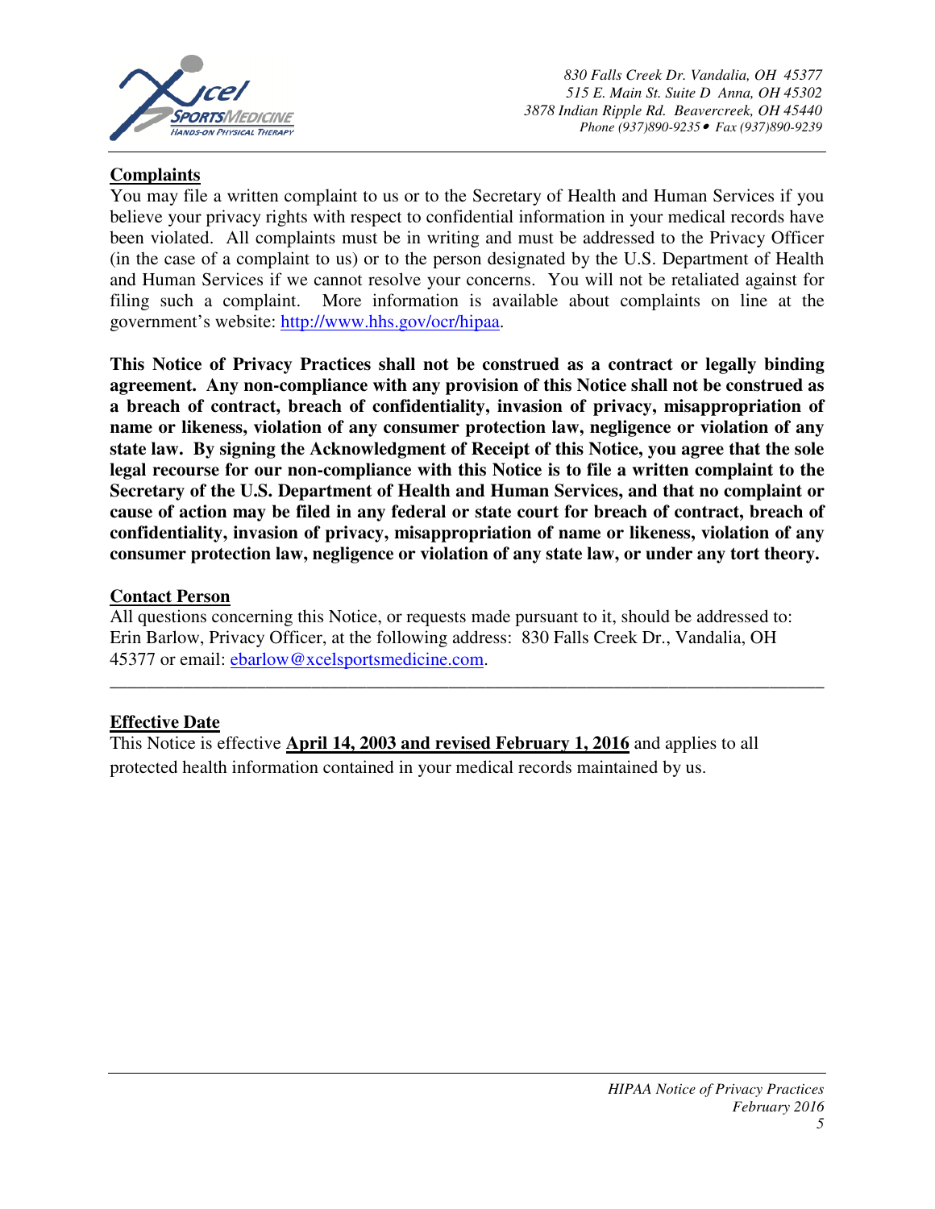## Complaints

You may file a written complaint to us or to the Secretary of Health and Human Services if you believe your privacy rights with respect to confidential information in your medical records have been violated. All complaints must be in writing and must be addressed to the Privacy Officer (in the case of a complaint to us) or to the person designated by the U.S. Department of Health and Human Services if we cannot resolve your concerns. You will not be retaliated against for filing such a complaint. More information is available about complaints on line at the government's website: http://www.hhs.gov/ocr/hipaa.

**This Notice of Privacy Practices shall not be construed as a contract or legally binding agreement. Any non-compliance with any provision of this Notice shall not be construed as a breach of contract, breach of confidentiality, invasion of privacy, misappropriation of name or likeness, violation of any consumer protection law, negligence or violation of any state law. By signing the Acknowledgment of Receipt of this Notice, you agree that the sole legal recourse for our non-compliance with this Notice is to file a written complaint to the Secretary of the U.S. Department of Health and Human Services, and that no complaint or cause of action may be filed in any federal or state court for breach of contract, breach of confidentiality, invasion of privacy, misappropriation of name or likeness, violation of any consumer protection law, negligence or violation of any state law, or under any tort theory.**

## Contact Person

All questions concerning this Notice, or requests made pursuant to it, should be addressed to: Erin Barlow, Privacy Officer, at the following address: 830 Falls Creek Dr., Vandalia, OH 45377 or email: ebarlow@xcelsportsmedicine.com.

---

## Effective Date

This Notice is effective **April 14, 2003 and revised February 1, 2016** and applies to all protected health information contained in your medical records maintained by us.